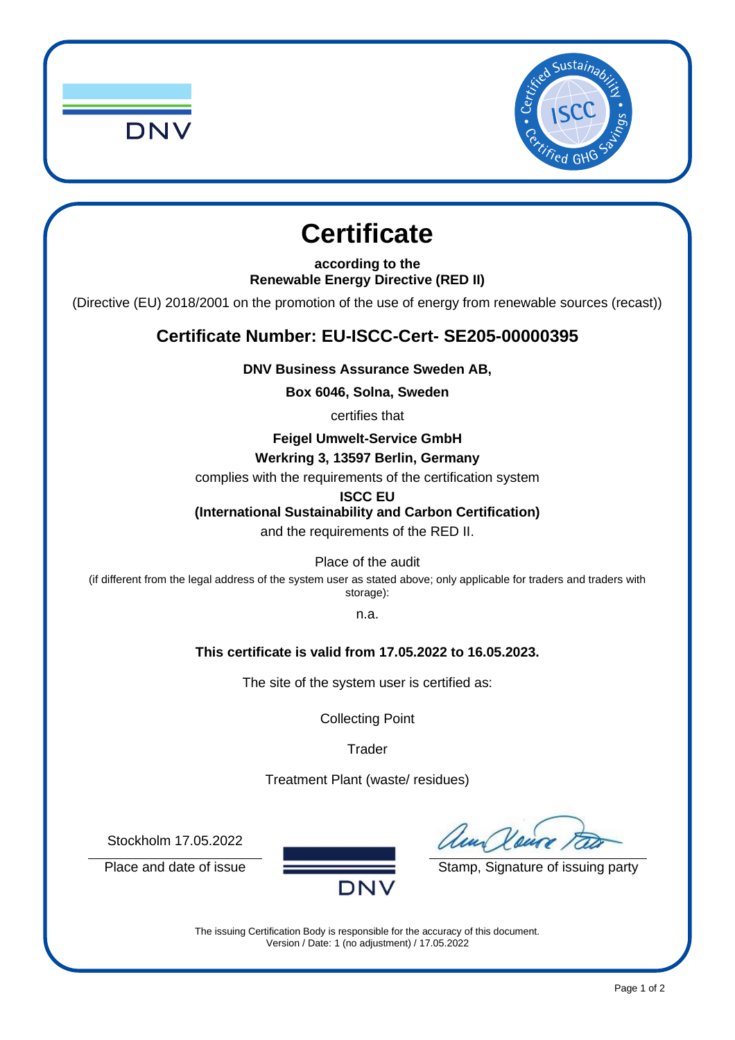DNV

# Certificate

**according to the**
**Renewable Energy Directive (RED II)**

(Directive (EU) 2018/2001 on the promotion of the use of energy from renewable sources (recast))

## Certificate Number: EU-ISCC-Cert- SE205-00000395

**DNV Business Assurance Sweden AB,**

**Box 6046, Solna, Sweden**

certifies that

**Feigel Umwelt-Service GmbH**
**Werkring 3, 13597 Berlin, Germany**

complies with the requirements of the certification system

**ISCC EU**
**(International Sustainability and Carbon Certification)**

and the requirements of the RED II.

Place of the audit
(if different from the legal address of the system user as stated above; only applicable for traders and traders with storage):

n.a.

**This certificate is valid from 17.05.2022 to 16.05.2023.**

The site of the system user is certified as:

Collecting Point

Trader

Treatment Plant (waste/ residues)

Stockholm 17.05.2022

Place and date of issue

Stamp, Signature of issuing party

The issuing Certification Body is responsible for the accuracy of this document.
Version / Date: 1 (no adjustment) / 17.05.2022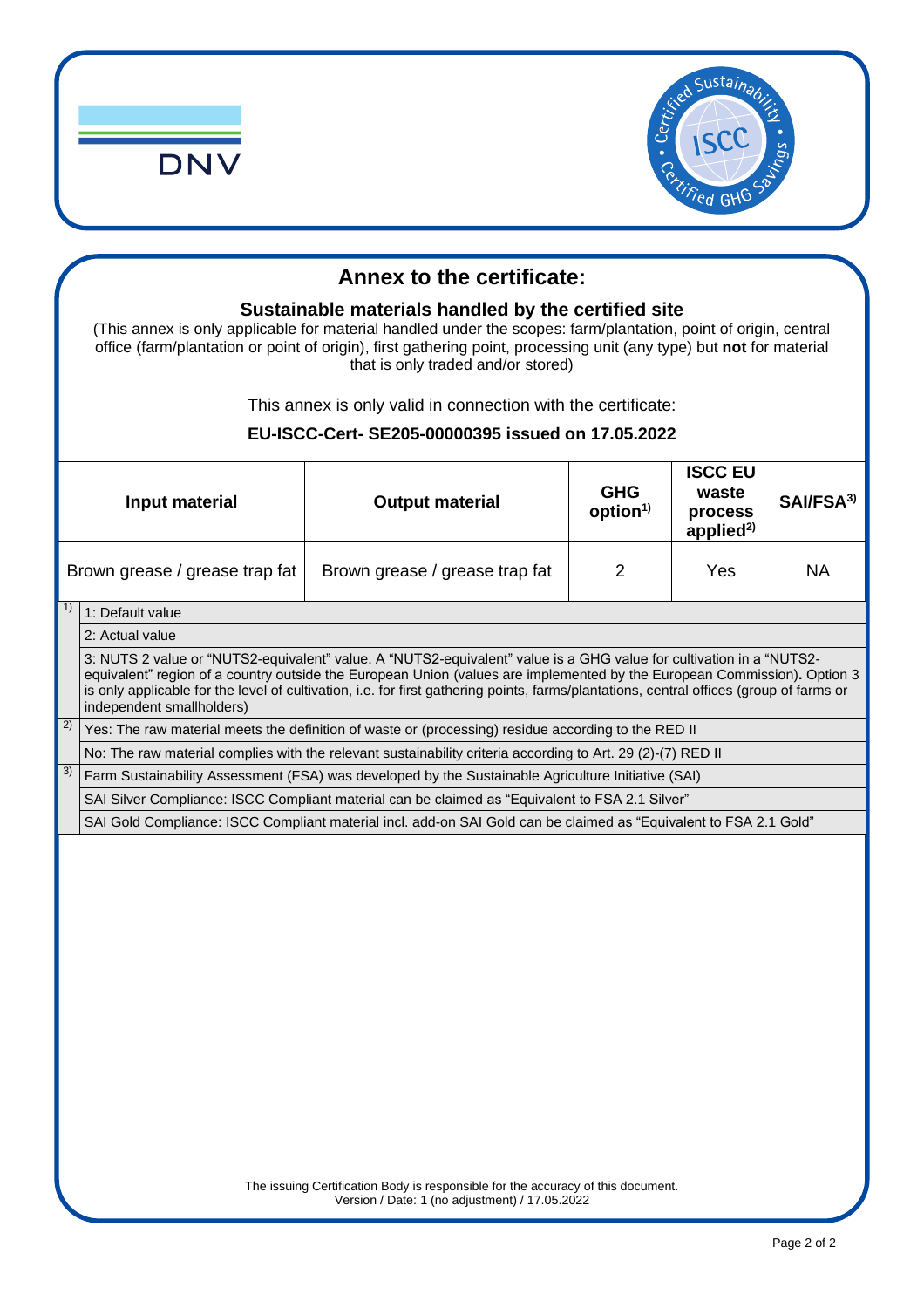# Annex to the certificate:

## Sustainable materials handled by the certified site

(This annex is only applicable for material handled under the scopes: farm/plantation, point of origin, central office (farm/plantation or point of origin), first gathering point, processing unit (any type) but **not** for material that is only traded and/or stored)

This annex is only valid in connection with the certificate:

**EU-ISCC-Cert- SE205-00000395 issued on 17.05.2022**

| Input material | Output material | GHG option[1)] | ISCC EU waste process applied[2)] | SAI/FSA[3)] |
|---|---|---|---|---|
| Brown grease / grease trap fat | Brown grease / grease trap fat | 2 | Yes | NA |

| | |
|---|---|
| 1) | 1: Default value |
| | 2: Actual value |
| | 3: NUTS 2 value or "NUTS2-equivalent" value. A "NUTS2-equivalent" value is a GHG value for cultivation in a "NUTS2-equivalent" region of a country outside the European Union (values are implemented by the European Commission)**.** Option 3 is only applicable for the level of cultivation, i.e. for first gathering points, farms/plantations, central offices (group of farms or independent smallholders) |
| 2) | Yes: The raw material meets the definition of waste or (processing) residue according to the RED II |
| | No: The raw material complies with the relevant sustainability criteria according to Art. 29 (2)-(7) RED II |
| 3) | Farm Sustainability Assessment (FSA) was developed by the Sustainable Agriculture Initiative (SAI) |
| | SAI Silver Compliance: ISCC Compliant material can be claimed as "Equivalent to FSA 2.1 Silver" |
| | SAI Gold Compliance: ISCC Compliant material incl. add-on SAI Gold can be claimed as "Equivalent to FSA 2.1 Gold" |

The issuing Certification Body is responsible for the accuracy of this document.
Version / Date: 1 (no adjustment) / 17.05.2022